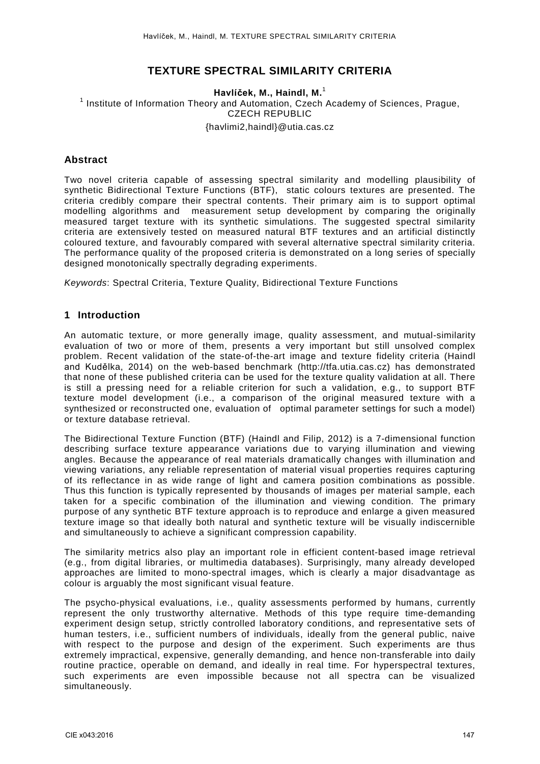# TEXTURE SPECTRAL SIMILARITY CRITERIA

**Havlíček, M., Haindl, M.**[1]

[1] Institute of Information Theory and Automation, Czech Academy of Sciences, Prague, CZECH REPUBLIC

{havlimi2,haindl}@utia.cas.cz

## Abstract

Two novel criteria capable of assessing spectral similarity and modelling plausibility of synthetic Bidirectional Texture Functions (BTF), static colours textures are presented. The criteria credibly compare their spectral contents. Their primary aim is to support optimal modelling algorithms and measurement setup development by comparing the originally measured target texture with its synthetic simulations. The suggested spectral similarity criteria are extensively tested on measured natural BTF textures and an artificial distinctly coloured texture, and favourably compared with several alternative spectral similarity criteria. The performance quality of the proposed criteria is demonstrated on a long series of specially designed monotonically spectrally degrading experiments.

*Keywords*: Spectral Criteria, Texture Quality, Bidirectional Texture Functions

## 1 Introduction

An automatic texture, or more generally image, quality assessment, and mutual-similarity evaluation of two or more of them, presents a very important but still unsolved complex problem. Recent validation of the state-of-the-art image and texture fidelity criteria (Haindl and Kudělka, 2014) on the web-based benchmark (http://tfa.utia.cas.cz) has demonstrated that none of these published criteria can be used for the texture quality validation at all. There is still a pressing need for a reliable criterion for such a validation, e.g., to support BTF texture model development (i.e., a comparison of the original measured texture with a synthesized or reconstructed one, evaluation of optimal parameter settings for such a model) or texture database retrieval.

The Bidirectional Texture Function (BTF) (Haindl and Filip, 2012) is a 7-dimensional function describing surface texture appearance variations due to varying illumination and viewing angles. Because the appearance of real materials dramatically changes with illumination and viewing variations, any reliable representation of material visual properties requires capturing of its reflectance in as wide range of light and camera position combinations as possible. Thus this function is typically represented by thousands of images per material sample, each taken for a specific combination of the illumination and viewing condition. The primary purpose of any synthetic BTF texture approach is to reproduce and enlarge a given measured texture image so that ideally both natural and synthetic texture will be visually indiscernible and simultaneously to achieve a significant compression capability.

The similarity metrics also play an important role in efficient content-based image retrieval (e.g., from digital libraries, or multimedia databases). Surprisingly, many already developed approaches are limited to mono-spectral images, which is clearly a major disadvantage as colour is arguably the most significant visual feature.

The psycho-physical evaluations, i.e., quality assessments performed by humans, currently represent the only trustworthy alternative. Methods of this type require time-demanding experiment design setup, strictly controlled laboratory conditions, and representative sets of human testers, i.e., sufficient numbers of individuals, ideally from the general public, naive with respect to the purpose and design of the experiment. Such experiments are thus extremely impractical, expensive, generally demanding, and hence non-transferable into daily routine practice, operable on demand, and ideally in real time. For hyperspectral textures, such experiments are even impossible because not all spectra can be visualized simultaneously.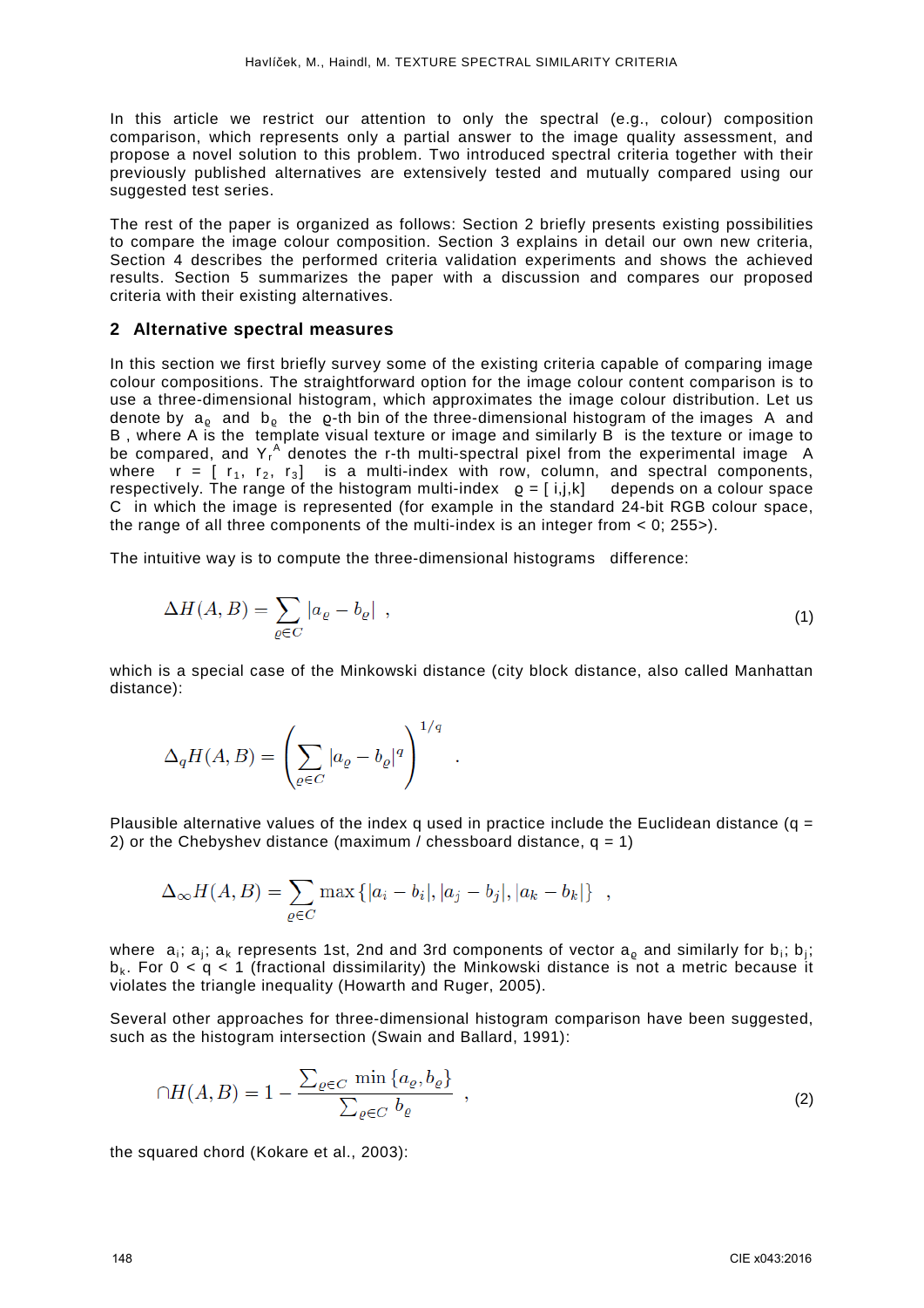In this article we restrict our attention to only the spectral (e.g., colour) composition comparison, which represents only a partial answer to the image quality assessment, and propose a novel solution to this problem. Two introduced spectral criteria together with their previously published alternatives are extensively tested and mutually compared using our suggested test series.

The rest of the paper is organized as follows: Section 2 briefly presents existing possibilities to compare the image colour composition. Section 3 explains in detail our own new criteria, Section 4 describes the performed criteria validation experiments and shows the achieved results. Section 5 summarizes the paper with a discussion and compares our proposed criteria with their existing alternatives.

## 2 Alternative spectral measures

In this section we first briefly survey some of the existing criteria capable of comparing image colour compositions. The straightforward option for the image colour content comparison is to use a three-dimensional histogram, which approximates the image colour distribution. Let us denote by $a_\varrho$ and $b_\varrho$ the $\varrho$-th bin of the three-dimensional histogram of the images A and B , where A is the template visual texture or image and similarly B is the texture or image to be compared, and $Y_r^A$ denotes the r-th multi-spectral pixel from the experimental image A where $r = [r_1, r_2, r_3]$ is a multi-index with row, column, and spectral components, respectively. The range of the histogram multi-index $\varrho = [i,j,k]$ depends on a colour space C in which the image is represented (for example in the standard 24-bit RGB colour space, the range of all three components of the multi-index is an integer from < 0; 255>).

The intuitive way is to compute the three-dimensional histograms difference:

$$\Delta H(A,B) = \sum_{\varrho \in C} |a_\varrho - b_\varrho| \ , \tag{1}$$

which is a special case of the Minkowski distance (city block distance, also called Manhattan distance):

$$\Delta_q H(A,B) = \left( \sum_{\varrho \in C} |a_\varrho - b_\varrho|^q \right)^{1/q} \ .$$

Plausible alternative values of the index q used in practice include the Euclidean distance (q = 2) or the Chebyshev distance (maximum / chessboard distance, q = 1)

$$\Delta_\infty H(A,B) = \sum_{\varrho \in C} \max\left\{|a_i - b_i|, |a_j - b_j|, |a_k - b_k|\right\} \ ,$$

where $a_i$; $a_j$; $a_k$ represents 1st, 2nd and 3rd components of vector $a_\varrho$ and similarly for $b_i$; $b_j$; $b_k$. For 0 < q < 1 (fractional dissimilarity) the Minkowski distance is not a metric because it violates the triangle inequality (Howarth and Ruger, 2005).

Several other approaches for three-dimensional histogram comparison have been suggested, such as the histogram intersection (Swain and Ballard, 1991):

$$\cap H(A,B) = 1 - \frac{\sum_{\varrho \in C} \min\left\{a_\varrho, b_\varrho\right\}}{\sum_{\varrho \in C} b_\varrho} \ , \tag{2}$$

the squared chord (Kokare et al., 2003):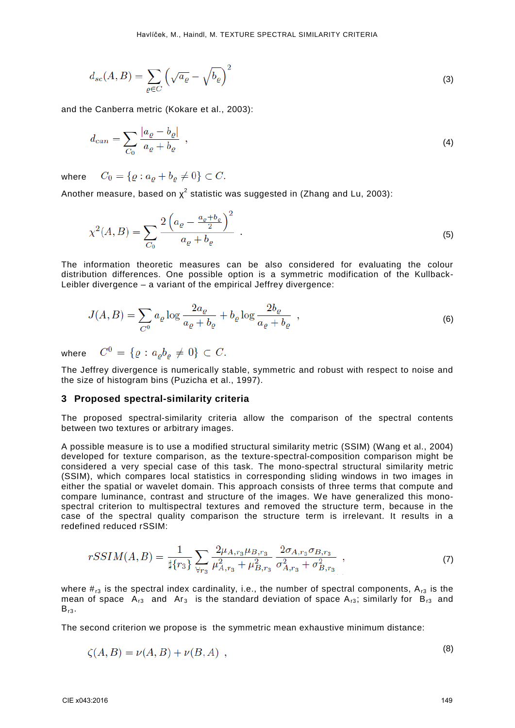$$d_{sc}(A,B) = \sum_{\varrho \in C} \left( \sqrt{a_\varrho} - \sqrt{b_\varrho} \right)^2 \tag{3}$$

and the Canberra metric (Kokare et al., 2003):

$$d_{can} = \sum_{C_0} \frac{|a_\varrho - b_\varrho|}{a_\varrho + b_\varrho} \ , \tag{4}$$

where $C_0 = \{\varrho : a_\varrho + b_\varrho \neq 0\} \subset C$.

Another measure, based on $\chi^2$ statistic was suggested in (Zhang and Lu, 2003):

$$\chi^2(A,B) = \sum_{C_0} \frac{2\left(a_\varrho - \frac{a_\varrho + b_\varrho}{2}\right)^2}{a_\varrho + b_\varrho} \ . \tag{5}$$

The information theoretic measures can be also considered for evaluating the colour distribution differences. One possible option is a symmetric modification of the Kullback-Leibler divergence – a variant of the empirical Jeffrey divergence:

$$J(A,B) = \sum_{C^0} a_\varrho \log \frac{2a_\varrho}{a_\varrho + b_\varrho} + b_\varrho \log \frac{2b_\varrho}{a_\varrho + b_\varrho} \ , \tag{6}$$

where $C^0 = \{\varrho : a_\varrho b_\varrho \neq 0\} \subset C$.

The Jeffrey divergence is numerically stable, symmetric and robust with respect to noise and the size of histogram bins (Puzicha et al., 1997).

## 3 Proposed spectral-similarity criteria

The proposed spectral-similarity criteria allow the comparison of the spectral contents between two textures or arbitrary images.

A possible measure is to use a modified structural similarity metric (SSIM) (Wang et al., 2004) developed for texture comparison, as the texture-spectral-composition comparison might be considered a very special case of this task. The mono-spectral structural similarity metric (SSIM), which compares local statistics in corresponding sliding windows in two images in either the spatial or wavelet domain. This approach consists of three terms that compute and compare luminance, contrast and structure of the images. We have generalized this mono-spectral criterion to multispectral textures and removed the structure term, because in the case of the spectral quality comparison the structure term is irrelevant. It results in a redefined reduced rSSIM:

$$rSSIM(A,B) = \frac{1}{\sharp\{r_3\}} \sum_{\forall r_3} \frac{2\mu_{A,r_3}\mu_{B,r_3}}{\mu^2_{A,r_3} + \mu^2_{B,r_3}} \frac{2\sigma_{A,r_3}\sigma_{B,r_3}}{\sigma^2_{A,r_3} + \sigma^2_{B,r_3}} \ , \tag{7}$$

where $\#_{r3}$ is the spectral index cardinality, i.e., the number of spectral components, $A_{r3}$ is the mean of space $A_{r3}$ and $Ar_3$ is the standard deviation of space $A_{r3}$; similarly for $B_{r3}$ and $B_{r3}$.

The second criterion we propose is the symmetric mean exhaustive minimum distance:

$$\zeta(A,B) = \nu(A,B) + \nu(B,A) \ , \tag{8}$$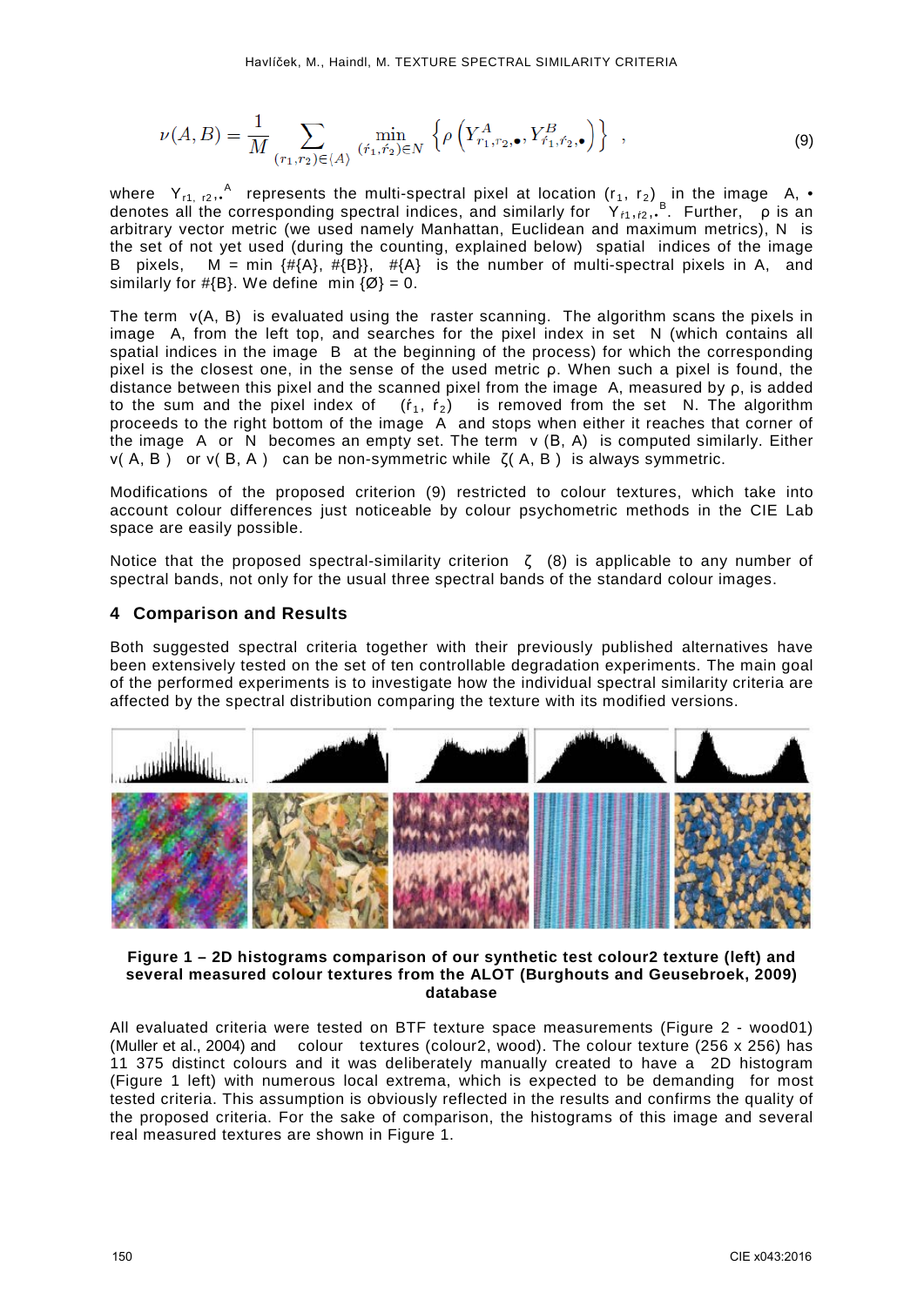$$\nu(A,B) = \frac{1}{M} \sum_{(r_1,r_2)\in\langle A\rangle} \min_{(\acute{r}_1,\acute{r}_2)\in N} \left\{ \rho\left( Y^A_{r_1,r_2,\bullet}, Y^B_{\acute{r}_1,\acute{r}_2,\bullet} \right) \right\} \quad , \tag{9}$$

where $Y_{r1,\ r2,\bullet}{}^A$ represents the multi-spectral pixel at location $(r_1, r_2)$ in the image A, $\bullet$ denotes all the corresponding spectral indices, and similarly for $Y_{\acute{r}1,\acute{r}2,\bullet}{}^B$. Further, $\rho$ is an arbitrary vector metric (we used namely Manhattan, Euclidean and maximum metrics), N is the set of not yet used (during the counting, explained below) spatial indices of the image B pixels, M = min {#{A}, #{B}}, #{A} is the number of multi-spectral pixels in A, and similarly for #{B}. We define min {Ø} = 0.

The term ν(A, B) is evaluated using the raster scanning. The algorithm scans the pixels in image A, from the left top, and searches for the pixel index in set N (which contains all spatial indices in the image B at the beginning of the process) for which the corresponding pixel is the closest one, in the sense of the used metric ρ. When such a pixel is found, the distance between this pixel and the scanned pixel from the image A, measured by ρ, is added to the sum and the pixel index of $(\acute{r}_1, \acute{r}_2)$ is removed from the set N. The algorithm proceeds to the right bottom of the image A and stops when either it reaches that corner of the image A or N becomes an empty set. The term ν (B, A) is computed similarly. Either ν( A, B ) or ν( B, A ) can be non-symmetric while ζ( A, B ) is always symmetric.

Modifications of the proposed criterion (9) restricted to colour textures, which take into account colour differences just noticeable by colour psychometric methods in the CIE Lab space are easily possible.

Notice that the proposed spectral-similarity criterion ζ (8) is applicable to any number of spectral bands, not only for the usual three spectral bands of the standard colour images.

## 4 Comparison and Results

Both suggested spectral criteria together with their previously published alternatives have been extensively tested on the set of ten controllable degradation experiments. The main goal of the performed experiments is to investigate how the individual spectral similarity criteria are affected by the spectral distribution comparing the texture with its modified versions.

**Figure 1 – 2D histograms comparison of our synthetic test colour2 texture (left) and several measured colour textures from the ALOT (Burghouts and Geusebroek, 2009) database**

All evaluated criteria were tested on BTF texture space measurements (Figure 2 - wood01) (Muller et al., 2004) and colour textures (colour2, wood). The colour texture (256 x 256) has 11 375 distinct colours and it was deliberately manually created to have a 2D histogram (Figure 1 left) with numerous local extrema, which is expected to be demanding for most tested criteria. This assumption is obviously reflected in the results and confirms the quality of the proposed criteria. For the sake of comparison, the histograms of this image and several real measured textures are shown in Figure 1.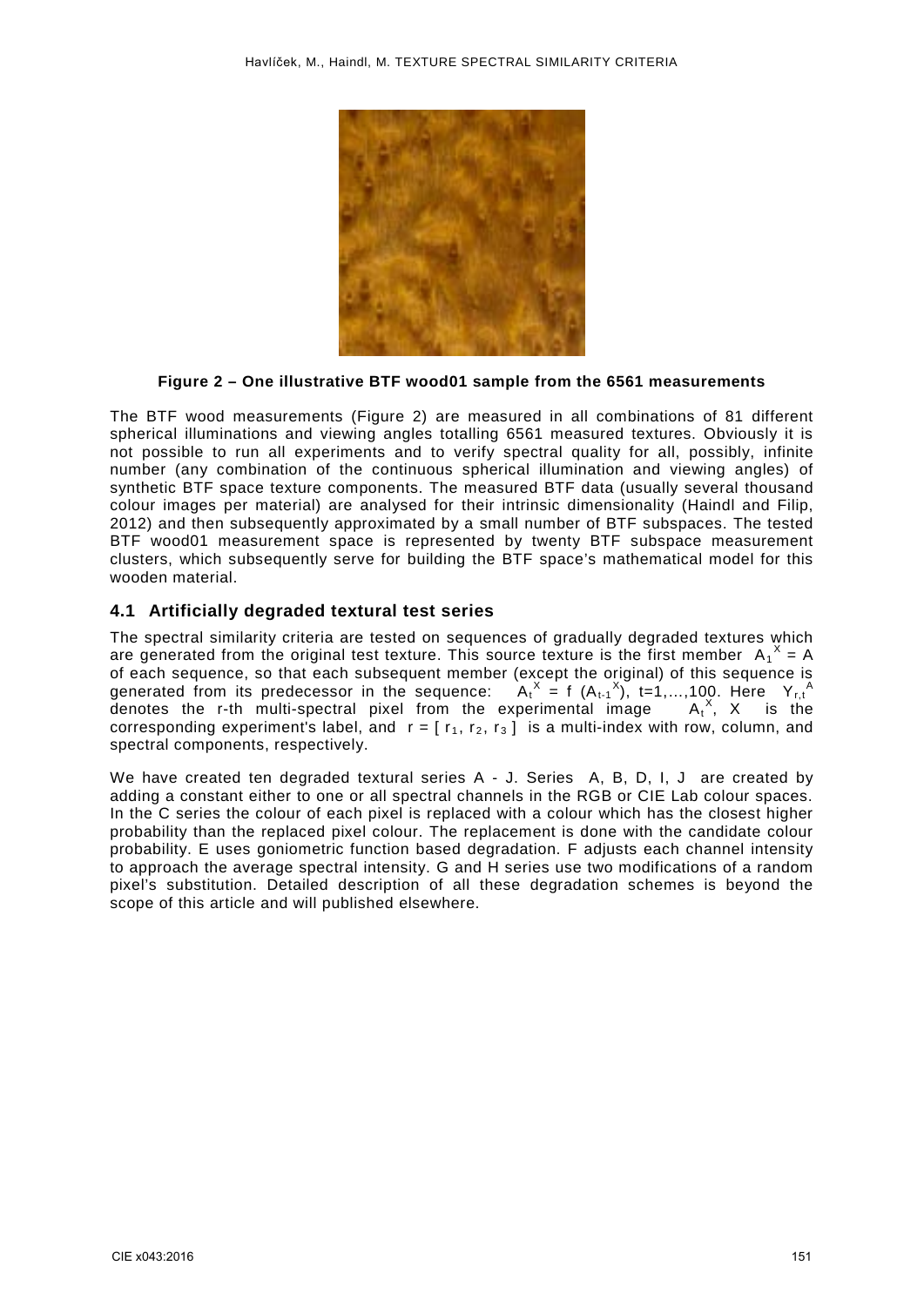**Figure 2 – One illustrative BTF wood01 sample from the 6561 measurements**

The BTF wood measurements (Figure 2) are measured in all combinations of 81 different spherical illuminations and viewing angles totalling 6561 measured textures. Obviously it is not possible to run all experiments and to verify spectral quality for all, possibly, infinite number (any combination of the continuous spherical illumination and viewing angles) of synthetic BTF space texture components. The measured BTF data (usually several thousand colour images per material) are analysed for their intrinsic dimensionality (Haindl and Filip, 2012) and then subsequently approximated by a small number of BTF subspaces. The tested BTF wood01 measurement space is represented by twenty BTF subspace measurement clusters, which subsequently serve for building the BTF space's mathematical model for this wooden material.

## 4.1 Artificially degraded textural test series

The spectral similarity criteria are tested on sequences of gradually degraded textures which are generated from the original test texture. This source texture is the first member $A_1^X = A$ of each sequence, so that each subsequent member (except the original) of this sequence is generated from its predecessor in the sequence: $A_t^X = f(A_{t-1}^X)$, t=1,...,100. Here $Y_{r,t}^A$ denotes the r-th multi-spectral pixel from the experimental image $A_t^X$, X is the corresponding experiment's label, and $r = [r_1, r_2, r_3]$ is a multi-index with row, column, and spectral components, respectively.

We have created ten degraded textural series A - J. Series A, B, D, I, J are created by adding a constant either to one or all spectral channels in the RGB or CIE Lab colour spaces. In the C series the colour of each pixel is replaced with a colour which has the closest higher probability than the replaced pixel colour. The replacement is done with the candidate colour probability. E uses goniometric function based degradation. F adjusts each channel intensity to approach the average spectral intensity. G and H series use two modifications of a random pixel's substitution. Detailed description of all these degradation schemes is beyond the scope of this article and will published elsewhere.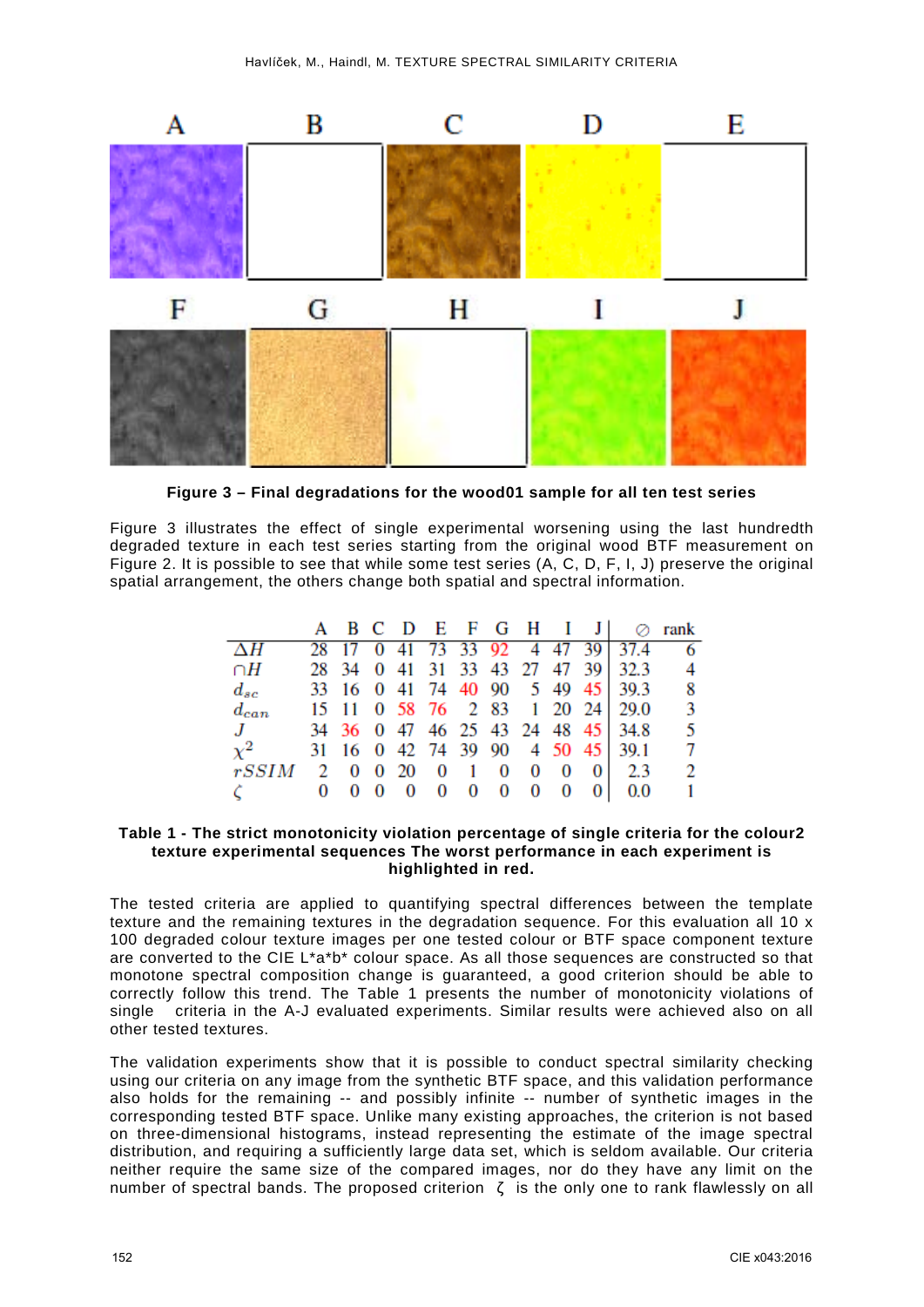**Figure 3 – Final degradations for the wood01 sample for all ten test series**

Figure 3 illustrates the effect of single experimental worsening using the last hundredth degraded texture in each test series starting from the original wood BTF measurement on Figure 2. It is possible to see that while some test series (A, C, D, F, I, J) preserve the original spatial arrangement, the others change both spatial and spectral information.

| | A | B | C | D | E | F | G | H | I | J | ⊘ | rank |
|---|---|---|---|---|---|---|---|---|---|---|---|---|
| $\Delta H$ | 28 | 17 | 0 | 41 | 73 | 33 | 92 | 4 | 47 | 39 | 37.4 | 6 |
| $\cap H$ | 28 | 34 | 0 | 41 | 31 | 33 | 43 | 27 | 47 | 39 | 32.3 | 4 |
| $d_{sc}$ | 33 | 16 | 0 | 41 | 74 | 40 | 90 | 5 | 49 | 45 | 39.3 | 8 |
| $d_{can}$ | 15 | 11 | 0 | 58 | 76 | 2 | 83 | 1 | 20 | 24 | 29.0 | 3 |
| $J$ | 34 | 36 | 0 | 47 | 46 | 25 | 43 | 24 | 48 | 45 | 34.8 | 5 |
| $\chi^2$ | 31 | 16 | 0 | 42 | 74 | 39 | 90 | 4 | 50 | 45 | 39.1 | 7 |
| $rSSIM$ | 2 | 0 | 0 | 20 | 0 | 1 | 0 | 0 | 0 | 0 | 2.3 | 2 |
| $\zeta$ | 0 | 0 | 0 | 0 | 0 | 0 | 0 | 0 | 0 | 0 | 0.0 | 1 |

**Table 1 - The strict monotonicity violation percentage of single criteria for the colour2 texture experimental sequences The worst performance in each experiment is highlighted in red.**

The tested criteria are applied to quantifying spectral differences between the template texture and the remaining textures in the degradation sequence. For this evaluation all 10 x 100 degraded colour texture images per one tested colour or BTF space component texture are converted to the CIE L\*a\*b\* colour space. As all those sequences are constructed so that monotone spectral composition change is guaranteed, a good criterion should be able to correctly follow this trend. The Table 1 presents the number of monotonicity violations of single criteria in the A-J evaluated experiments. Similar results were achieved also on all other tested textures.

The validation experiments show that it is possible to conduct spectral similarity checking using our criteria on any image from the synthetic BTF space, and this validation performance also holds for the remaining -- and possibly infinite -- number of synthetic images in the corresponding tested BTF space. Unlike many existing approaches, the criterion is not based on three-dimensional histograms, instead representing the estimate of the image spectral distribution, and requiring a sufficiently large data set, which is seldom available. Our criteria neither require the same size of the compared images, nor do they have any limit on the number of spectral bands. The proposed criterion $\zeta$ is the only one to rank flawlessly on all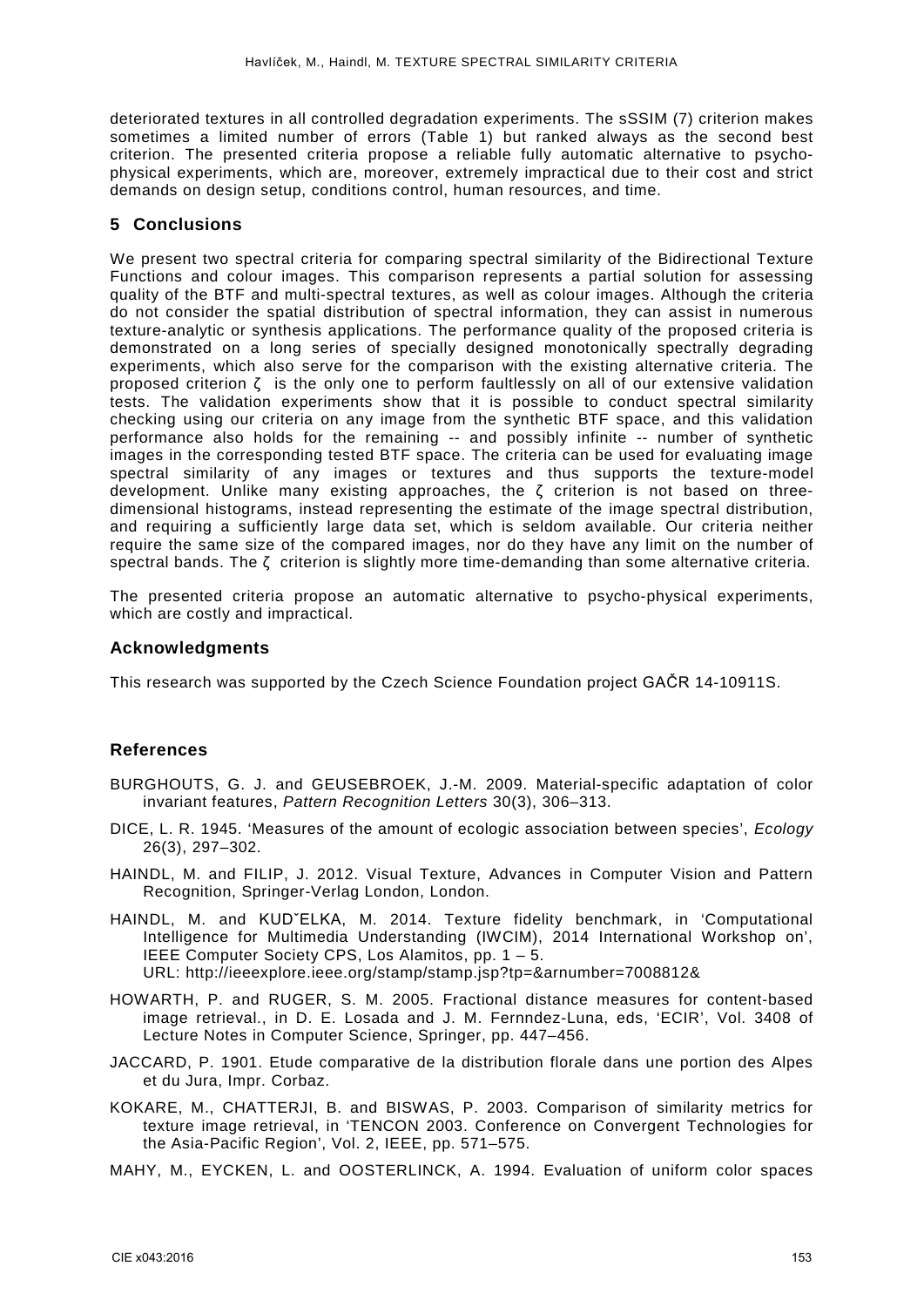deteriorated textures in all controlled degradation experiments. The sSSIM (7) criterion makes sometimes a limited number of errors (Table 1) but ranked always as the second best criterion. The presented criteria propose a reliable fully automatic alternative to psycho-physical experiments, which are, moreover, extremely impractical due to their cost and strict demands on design setup, conditions control, human resources, and time.

## 5 Conclusions

We present two spectral criteria for comparing spectral similarity of the Bidirectional Texture Functions and colour images. This comparison represents a partial solution for assessing quality of the BTF and multi-spectral textures, as well as colour images. Although the criteria do not consider the spatial distribution of spectral information, they can assist in numerous texture-analytic or synthesis applications. The performance quality of the proposed criteria is demonstrated on a long series of specially designed monotonically spectrally degrading experiments, which also serve for the comparison with the existing alternative criteria. The proposed criterion $\zeta$ is the only one to perform faultlessly on all of our extensive validation tests. The validation experiments show that it is possible to conduct spectral similarity checking using our criteria on any image from the synthetic BTF space, and this validation performance also holds for the remaining -- and possibly infinite -- number of synthetic images in the corresponding tested BTF space. The criteria can be used for evaluating image spectral similarity of any images or textures and thus supports the texture-model development. Unlike many existing approaches, the $\zeta$ criterion is not based on three-dimensional histograms, instead representing the estimate of the image spectral distribution, and requiring a sufficiently large data set, which is seldom available. Our criteria neither require the same size of the compared images, nor do they have any limit on the number of spectral bands. The $\zeta$ criterion is slightly more time-demanding than some alternative criteria.

The presented criteria propose an automatic alternative to psycho-physical experiments, which are costly and impractical.

### Acknowledgments

This research was supported by the Czech Science Foundation project GAČR 14-10911S.

### References

BURGHOUTS, G. J. and GEUSEBROEK, J.-M. 2009. Material-specific adaptation of color invariant features, *Pattern Recognition Letters* 30(3), 306–313.

DICE, L. R. 1945. 'Measures of the amount of ecologic association between species', *Ecology* 26(3), 297–302.

HAINDL, M. and FILIP, J. 2012. Visual Texture, Advances in Computer Vision and Pattern Recognition, Springer-Verlag London, London.

HAINDL, M. and KUDˇELKA, M. 2014. Texture fidelity benchmark, in 'Computational Intelligence for Multimedia Understanding (IWCIM), 2014 International Workshop on', IEEE Computer Society CPS, Los Alamitos, pp. 1 – 5. URL: http://ieeexplore.ieee.org/stamp/stamp.jsp?tp=&arnumber=7008812&

HOWARTH, P. and RUGER, S. M. 2005. Fractional distance measures for content-based image retrieval., in D. E. Losada and J. M. Fernndez-Luna, eds, 'ECIR', Vol. 3408 of Lecture Notes in Computer Science, Springer, pp. 447–456.

JACCARD, P. 1901. Etude comparative de la distribution florale dans une portion des Alpes et du Jura, Impr. Corbaz.

KOKARE, M., CHATTERJI, B. and BISWAS, P. 2003. Comparison of similarity metrics for texture image retrieval, in 'TENCON 2003. Conference on Convergent Technologies for the Asia-Pacific Region', Vol. 2, IEEE, pp. 571–575.

MAHY, M., EYCKEN, L. and OOSTERLINCK, A. 1994. Evaluation of uniform color spaces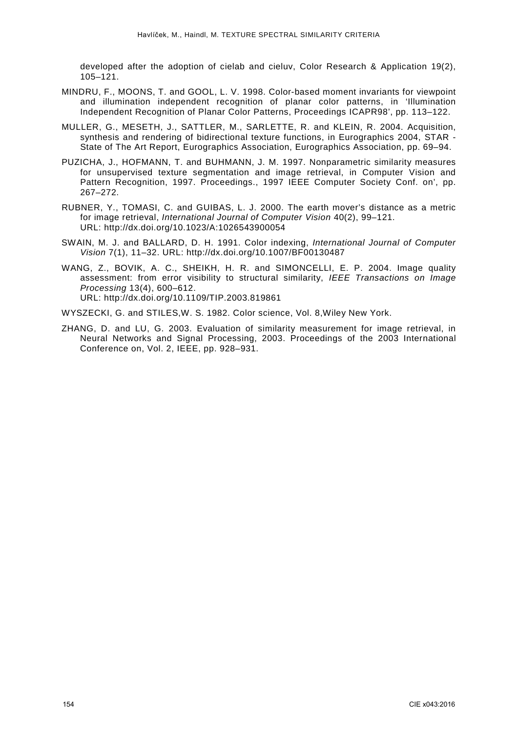developed after the adoption of cielab and cieluv, Color Research & Application 19(2), 105–121.

MINDRU, F., MOONS, T. and GOOL, L. V. 1998. Color-based moment invariants for viewpoint and illumination independent recognition of planar color patterns, in 'Illumination Independent Recognition of Planar Color Patterns, Proceedings ICAPR98', pp. 113–122.

MULLER, G., MESETH, J., SATTLER, M., SARLETTE, R. and KLEIN, R. 2004. Acquisition, synthesis and rendering of bidirectional texture functions, in Eurographics 2004, STAR - State of The Art Report, Eurographics Association, Eurographics Association, pp. 69–94.

PUZICHA, J., HOFMANN, T. and BUHMANN, J. M. 1997. Nonparametric similarity measures for unsupervised texture segmentation and image retrieval, in Computer Vision and Pattern Recognition, 1997. Proceedings., 1997 IEEE Computer Society Conf. on', pp. 267–272.

RUBNER, Y., TOMASI, C. and GUIBAS, L. J. 2000. The earth mover's distance as a metric for image retrieval, *International Journal of Computer Vision* 40(2), 99–121. URL: http://dx.doi.org/10.1023/A:1026543900054

SWAIN, M. J. and BALLARD, D. H. 1991. Color indexing, *International Journal of Computer Vision* 7(1), 11–32. URL: http://dx.doi.org/10.1007/BF00130487

WANG, Z., BOVIK, A. C., SHEIKH, H. R. and SIMONCELLI, E. P. 2004. Image quality assessment: from error visibility to structural similarity, *IEEE Transactions on Image Processing* 13(4), 600–612.
URL: http://dx.doi.org/10.1109/TIP.2003.819861

WYSZECKI, G. and STILES,W. S. 1982. Color science, Vol. 8,Wiley New York.

ZHANG, D. and LU, G. 2003. Evaluation of similarity measurement for image retrieval, in Neural Networks and Signal Processing, 2003. Proceedings of the 2003 International Conference on, Vol. 2, IEEE, pp. 928–931.